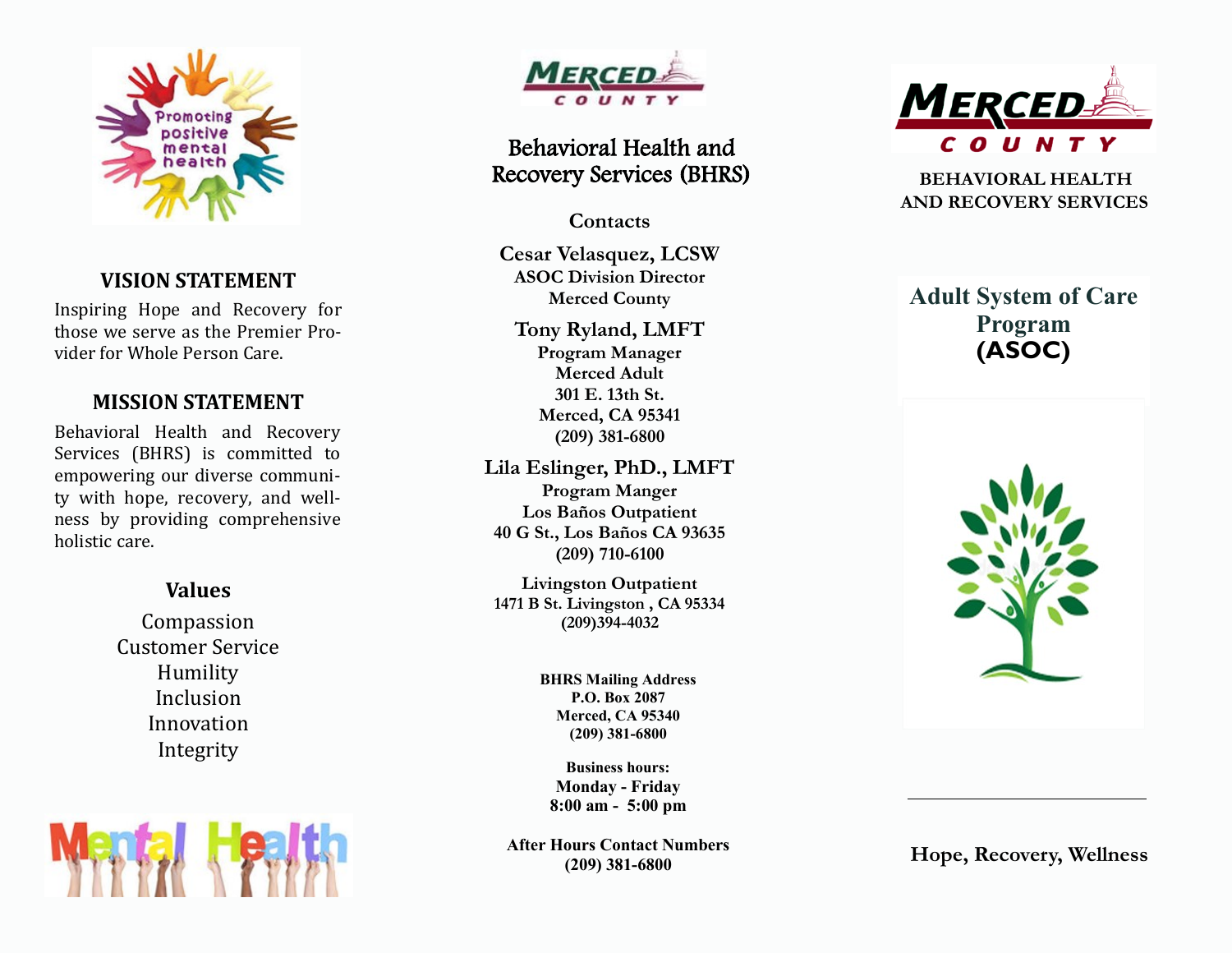Promoting positive mental health

## VISION STATEMENT

Inspiring Hope and Recovery for those we serve as the Premier Provider for Whole Person Care.

## MISSION STATEMENT

Behavioral Health and Recovery Services (BHRS) is committed to empowering our diverse community with hope, recovery, and wellness by providing comprehensive holistic care.

## Values

Compassion
Customer Service
Humility
Inclusion
Innovation
Integrity

Mental Health

MERCED COUNTY

# Behavioral Health and Recovery Services (BHRS)

### Contacts

**Cesar Velasquez, LCSW**
**ASOC Division Director**
**Merced County**

**Tony Ryland, LMFT**
**Program Manager**
**Merced Adult**
**301 E. 13th St.**
**Merced, CA 95341**
**(209) 381-6800**

**Lila Eslinger, PhD., LMFT**
**Program Manger**
**Los Baños Outpatient**
**40 G St., Los Baños CA 93635**
**(209) 710-6100**

**Livingston Outpatient**
**1471 B St. Livingston , CA 95334**
**(209)394-4032**

**BHRS Mailing Address**
**P.O. Box 2087**
**Merced, CA 95340**
**(209) 381-6800**

**Business hours:**
**Monday - Friday**
**8:00 am - 5:00 pm**

**After Hours Contact Numbers**
**(209) 381-6800**

MERCED COUNTY

**BEHAVIORAL HEALTH AND RECOVERY SERVICES**

# Adult System of Care Program (ASOC)

**Hope, Recovery, Wellness**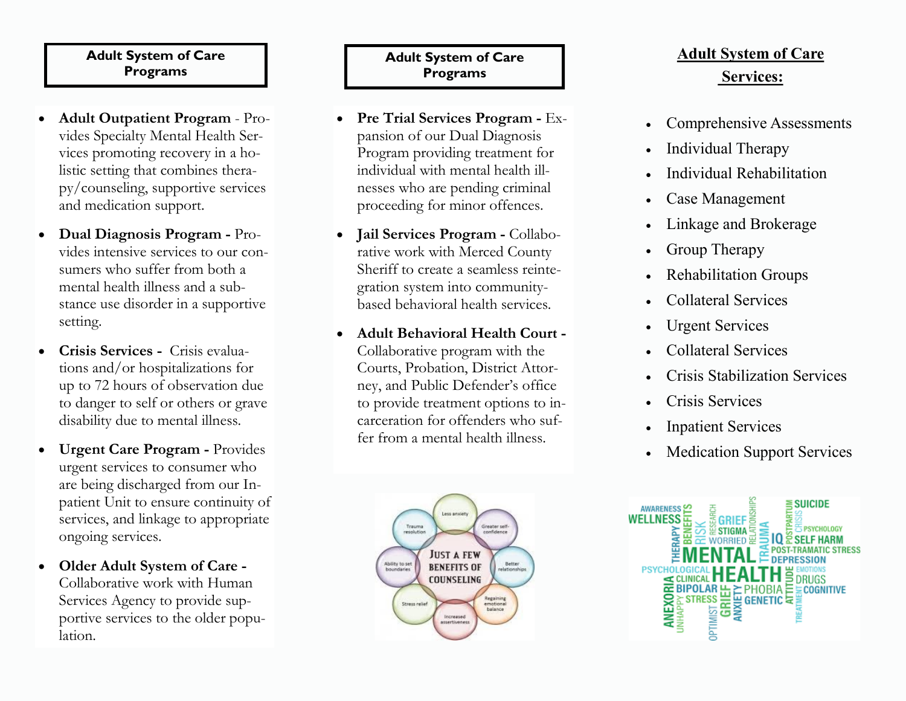## Adult System of Care Programs

- **Adult Outpatient Program** - Provides Specialty Mental Health Services promoting recovery in a holistic setting that combines therapy/counseling, supportive services and medication support.
- **Dual Diagnosis Program -** Provides intensive services to our consumers who suffer from both a mental health illness and a substance use disorder in a supportive setting.
- **Crisis Services -** Crisis evaluations and/or hospitalizations for up to 72 hours of observation due to danger to self or others or grave disability due to mental illness.
- **Urgent Care Program -** Provides urgent services to consumer who are being discharged from our Inpatient Unit to ensure continuity of services, and linkage to appropriate ongoing services.
- **Older Adult System of Care -** Collaborative work with Human Services Agency to provide supportive services to the older population.

## Adult System of Care Programs

- **Pre Trial Services Program -** Expansion of our Dual Diagnosis Program providing treatment for individual with mental health illnesses who are pending criminal proceeding for minor offences.
- **Jail Services Program -** Collaborative work with Merced County Sheriff to create a seamless reintegration system into community-based behavioral health services.
- **Adult Behavioral Health Court -** Collaborative program with the Courts, Probation, District Attorney, and Public Defender's office to provide treatment options to incarceration for offenders who suffer from a mental health illness.

## Adult System of Care Services:

- Comprehensive Assessments
- Individual Therapy
- Individual Rehabilitation
- Case Management
- Linkage and Brokerage
- Group Therapy
- Rehabilitation Groups
- Collateral Services
- Urgent Services
- Collateral Services
- Crisis Stabilization Services
- Crisis Services
- Inpatient Services
- Medication Support Services